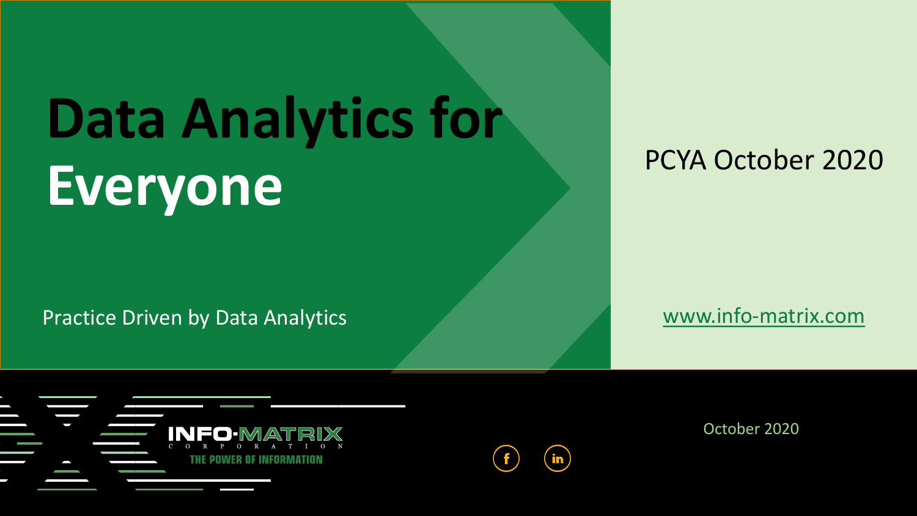# Data Analytics for Everyone

Practice Driven by Data Analytics

PCYA October 2020

www.info-matrix.com

INFO-MATRIX CORPORATION

THE POWER OF INFORMATION

October 2020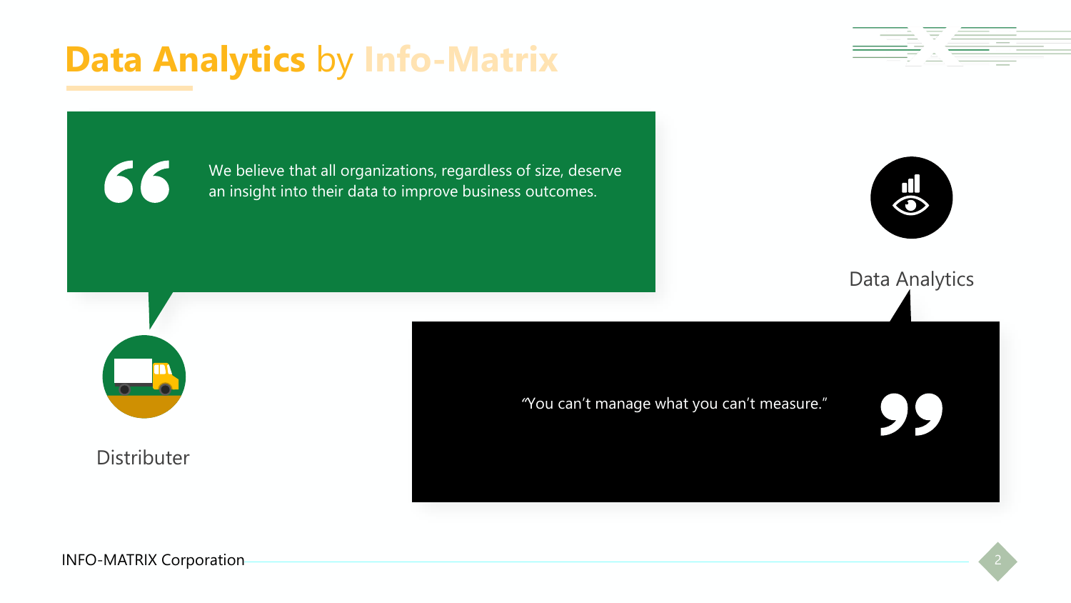# Data Analytics by Info-Matrix

> We believe that all organizations, regardless of size, deserve an insight into their data to improve business outcomes.

Distributer

Data Analytics

> "You can't manage what you can't measure."

INFO-MATRIX Corporation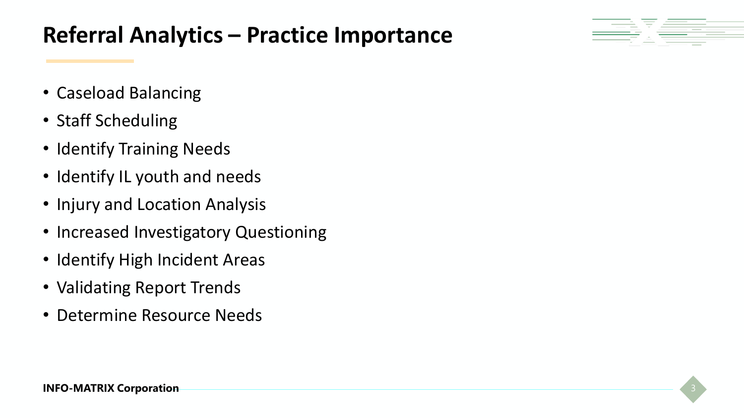# Referral Analytics – Practice Importance

- Caseload Balancing
- Staff Scheduling
- Identify Training Needs
- Identify IL youth and needs
- Injury and Location Analysis
- Increased Investigatory Questioning
- Identify High Incident Areas
- Validating Report Trends
- Determine Resource Needs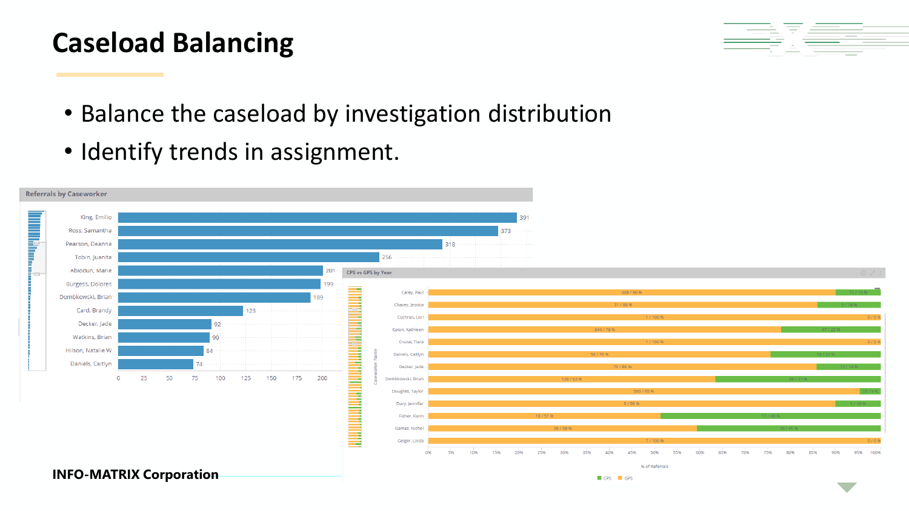# Caseload Balancing

- Balance the caseload by investigation distribution
- Identify trends in assignment.

**Referrals by Caseworker**

| Caseworker | Referrals |
|---|---|
| King, Emilio | 391 |
| Ross, Samantha | 373 |
| Pearson, Deanna | 318 |
| Tobin, Juanita | 256 |
| Abiodun, Marie | 201 |
| Burgess, Dolores | 199 |
| Dombkowski, Brian | 189 |
| Card, Brandy | 123 |
| Decker, Jade | 92 |
| Watkins, Brian | 90 |
| Hilson, Natalie W | 84 |
| Daniels, Caitlyn | 74 |

**CPS vs GPS by Year**

| Caseworker Name | GPS | CPS |
|---|---|---|
| Carey, Paul | 469 / 90 % | 52 / 10 % |
| Chavez, Jessica | 31 / 86 % | 5 / 14 % |
| Cochran, Lori | 1 / 100 % | 0 / 0 % |
| Colon, Kathleen | 344 / 78 % | 97 / 22 % |
| Cruise, Tiara | 1 / 100 % | 0 / 0 % |
| Daniels, Caitlyn | 56 / 76 % | 18 / 24 % |
| Decker, Jade | 79 / 86 % | 13 / 14 % |
| Dombkowski, Brian | 120 / 63 % | 69 / 37 % |
| Doughitt, Taylor | 580 / 95 % | 29 / 5 % |
| Dury, Jennifer | 9 / 90 % | 1 / 10 % |
| Fisher, Karin | 18 / 51 % | 17 / 49 % |
| Gamez, Nichol | 38 / 59 % | 26 / 41 % |
| Geiger, Linda | 7 / 100 % | 0 / 0 % |

% of Referrals

■ CPS ■ GPS

**INFO-MATRIX Corporation**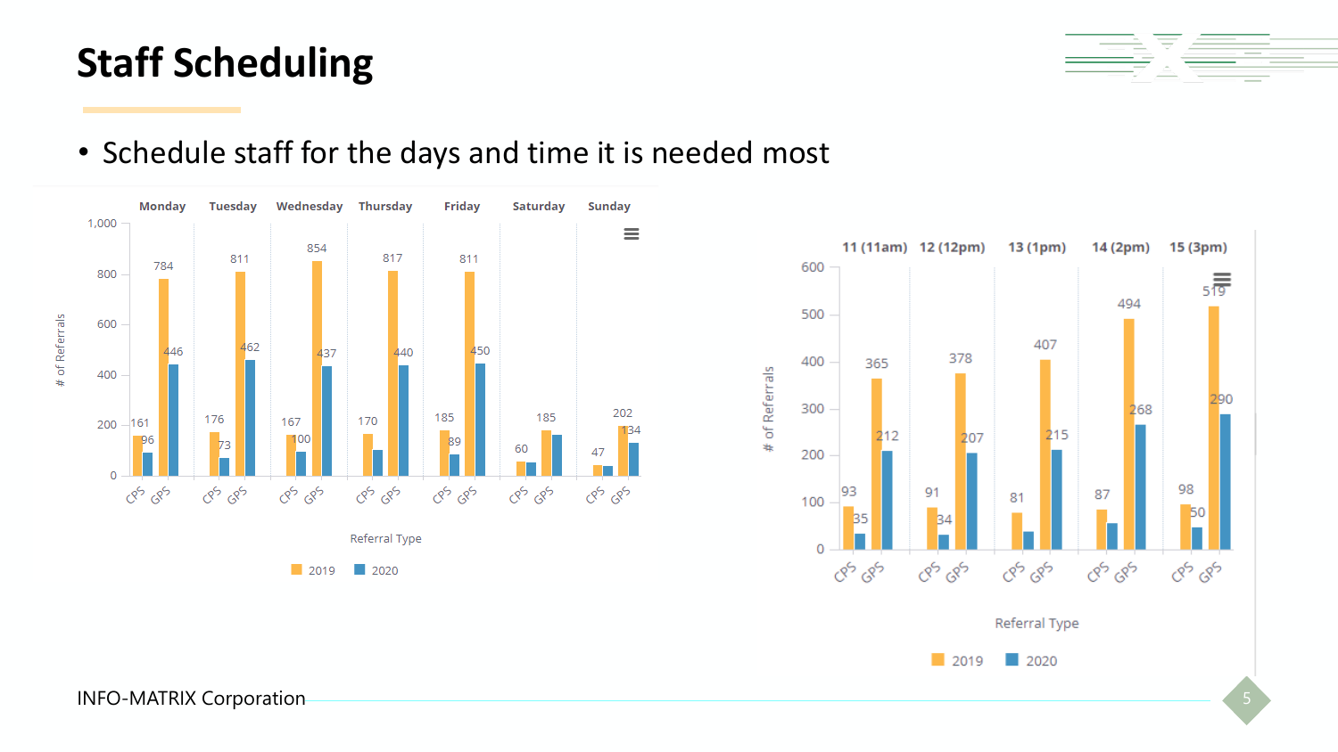# Staff Scheduling

- Schedule staff for the days and time it is needed most

| Day | Referral Type | 2019 | 2020 |
|---|---|---|---|
| Monday | CPS | 161 | 96 |
| Monday | GPS | 784 | 446 |
| Tuesday | CPS | 176 | 73 |
| Tuesday | GPS | 811 | 462 |
| Wednesday | CPS | 167 | 100 |
| Wednesday | GPS | 854 | 437 |
| Thursday | CPS | 170 | |
| Thursday | GPS | 817 | 440 |
| Friday | CPS | 185 | 89 |
| Friday | GPS | 811 | 450 |
| Saturday | CPS | 60 | |
| Saturday | GPS | 185 | |
| Sunday | CPS | 47 | |
| Sunday | GPS | 202 | 134 |

| Hour | Referral Type | 2019 | 2020 |
|---|---|---|---|
| 11 (11am) | CPS | 93 | 35 |
| 11 (11am) | GPS | 365 | 212 |
| 12 (12pm) | CPS | 91 | 34 |
| 12 (12pm) | GPS | 378 | 207 |
| 13 (1pm) | CPS | 81 | |
| 13 (1pm) | GPS | 407 | 215 |
| 14 (2pm) | CPS | 87 | |
| 14 (2pm) | GPS | 494 | 268 |
| 15 (3pm) | CPS | 98 | 50 |
| 15 (3pm) | GPS | 519 | 290 |

INFO-MATRIX Corporation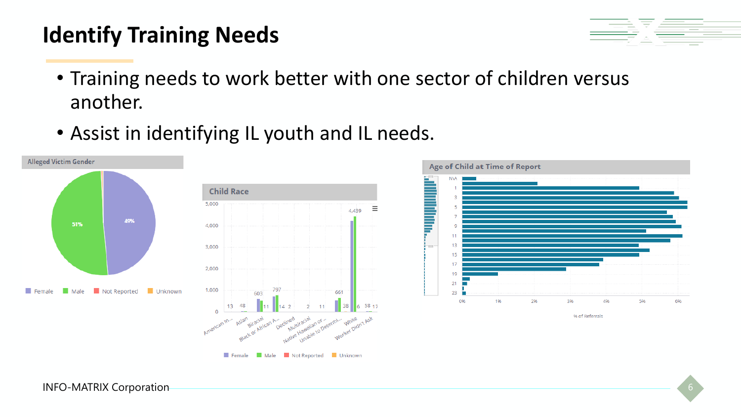# Identify Training Needs

- Training needs to work better with one sector of children versus another.
- Assist in identifying IL youth and IL needs.

**Alleged Victim Gender**

51% | 49%

Female | Male | Not Reported | Unknown

**Child Race**

| Race | Values |
|---|---|
| American In... | 13 |
| Asian | 48 |
| Biracial | 603 |
| Black or African A... | 797, 11 |
| Declined | 14, 2 |
| Multiracial | 2 |
| Native Hawaiian or ... | 11 |
| Unable to Determi... | 661 |
| White | 4,439, 38 |
| Worker Didn't Ask | 6, 58, 17 |

Female | Male | Not Reported | Unknown

**Age of Child at Time of Report**

% of Referrals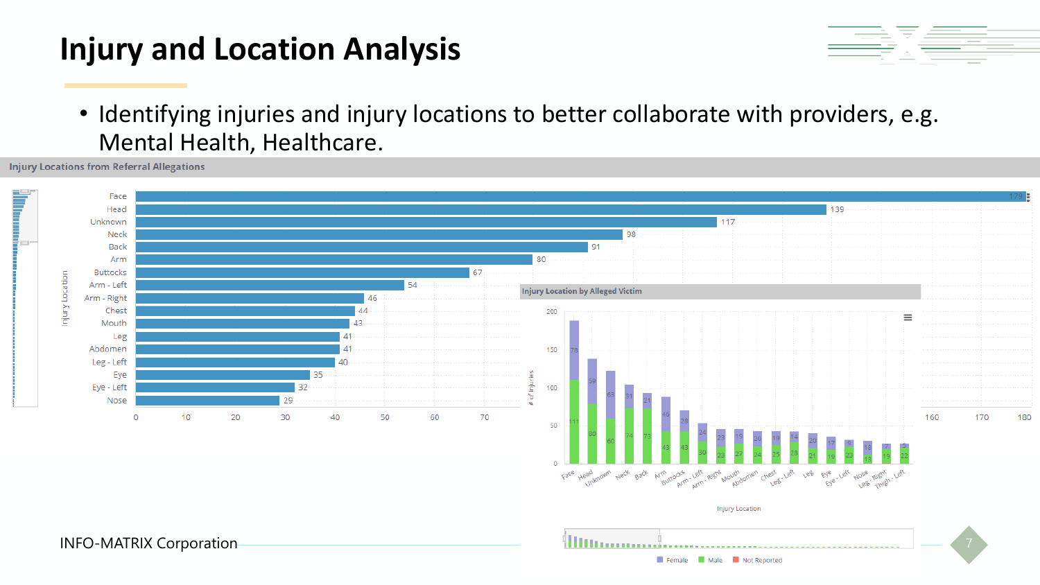# Injury and Location Analysis

- Identifying injuries and injury locations to better collaborate with providers, e.g. Mental Health, Healthcare.

**Injury Locations from Referral Allegations**

| Injury Location | Count |
|---|---|
| Face | 179 |
| Head | 139 |
| Unknown | 117 |
| Neck | 98 |
| Back | 91 |
| Arm | 80 |
| Buttocks | 67 |
| Arm - Left | 54 |
| Arm - Right | 46 |
| Chest | 44 |
| Mouth | 43 |
| Leg | 41 |
| Abdomen | 41 |
| Leg - Left | 40 |
| Eye | 35 |
| Eye - Left | 32 |
| Nose | 29 |

**Injury Location by Alleged Victim**

| Injury Location | Female | Male |
|---|---|---|
| Face | 78 | 111 |
| Head | 59 | 80 |
| Unknown | 63 | 60 |
| Neck | 31 | 74 |
| Back | 21 | 73 |
| Arm | 46 | 43 |
| Buttocks | 28 | 43 |
| Arm - Left | 24 | 30 |
| Arm - Right | 23 | 23 |
| Mouth | 19 | 27 |
| Abdomen | 20 | 24 |
| Chest | 19 | 25 |
| Leg - Left | 14 | 28 |
| Leg | 20 | 21 |
| Eye | 17 | 19 |
| Eye - Left | 9 | 23 |
| Nose | 18 | 13 |
| Leg - Right | 7 | 19 |
| Thigh - Left | 5 | 22 |

Legend: Female, Male, Not Reported

INFO-MATRIX Corporation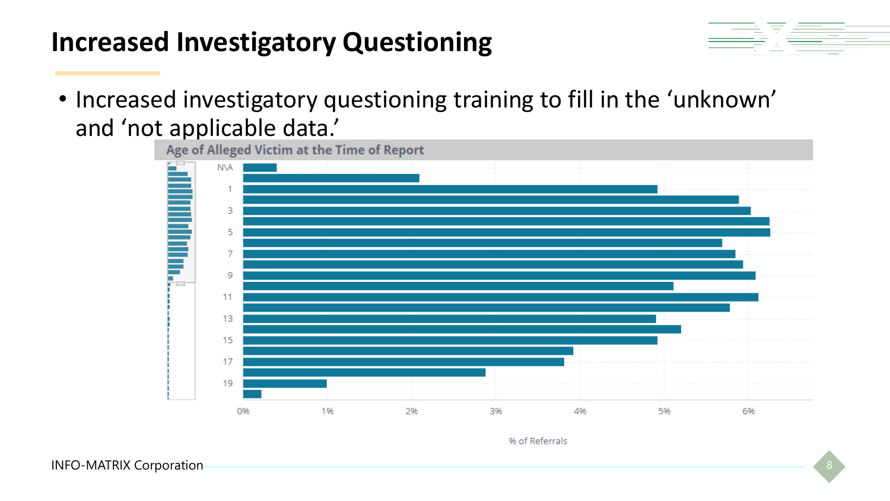# Increased Investigatory Questioning

- Increased investigatory questioning training to fill in the ‘unknown’ and ‘not applicable data.’

**Age of Alleged Victim at the Time of Report**

N\A, 1, 3, 5, 7, 9, 11, 13, 15, 17, 19

0% 1% 2% 3% 4% 5% 6%

% of Referrals

INFO-MATRIX Corporation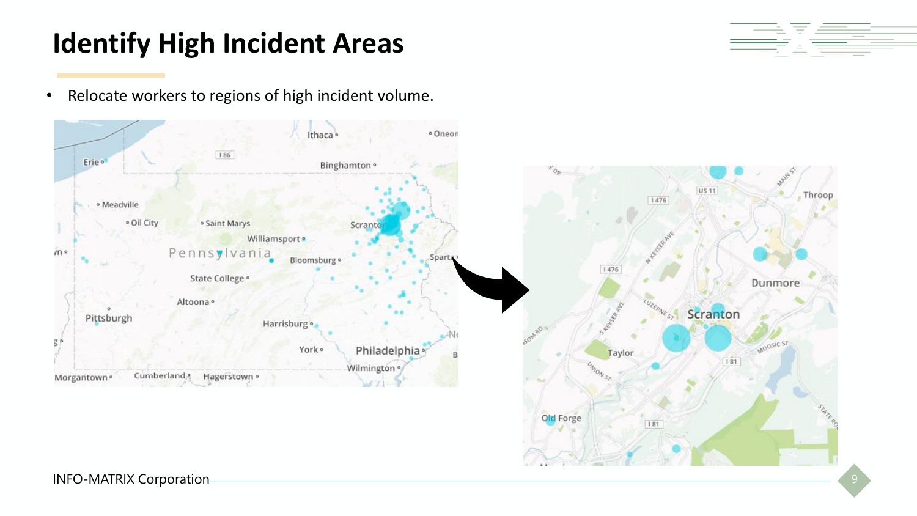# Identify High Incident Areas

- Relocate workers to regions of high incident volume.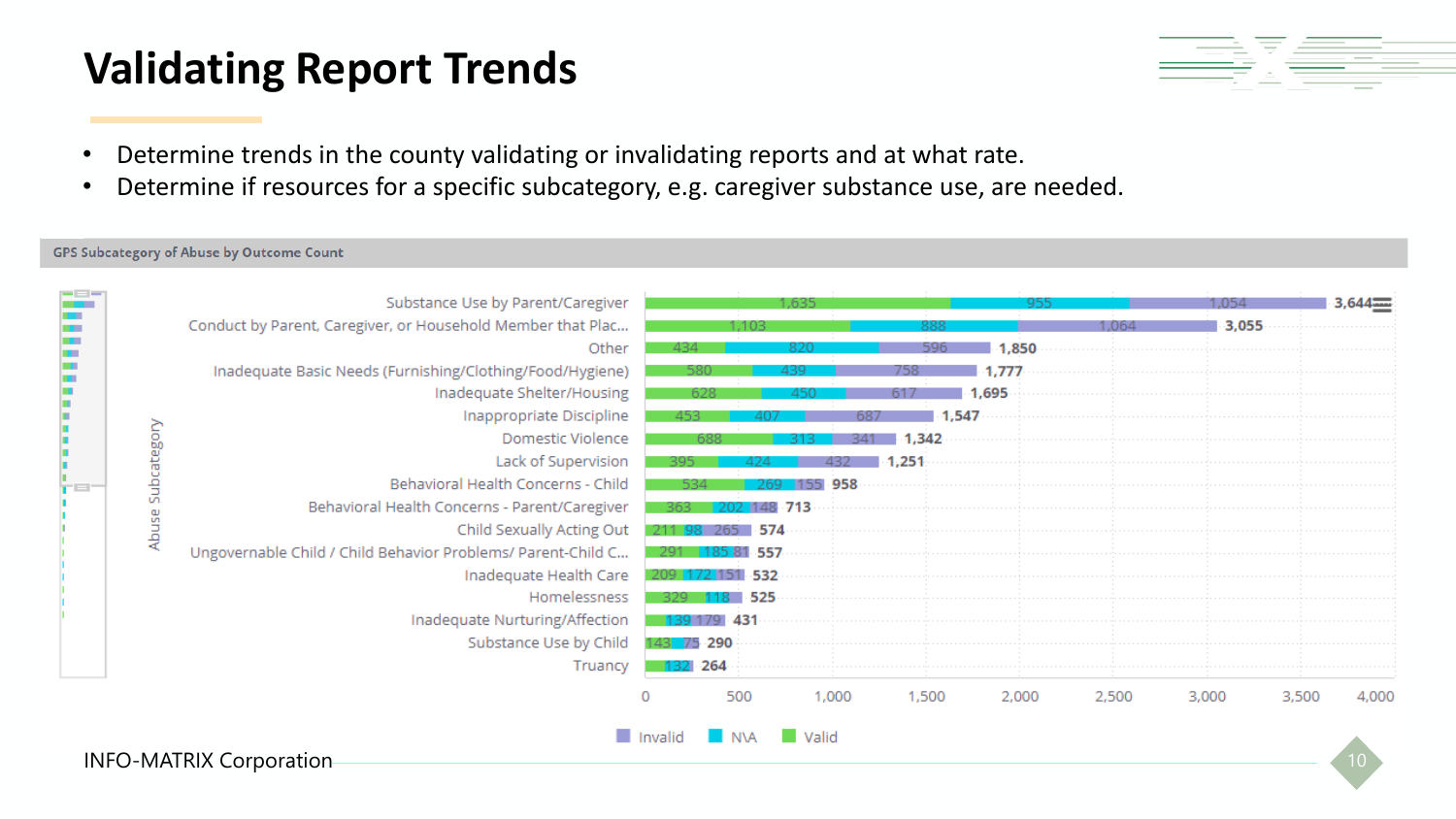# Validating Report Trends

- Determine trends in the county validating or invalidating reports and at what rate.
- Determine if resources for a specific subcategory, e.g. caregiver substance use, are needed.

**GPS Subcategory of Abuse by Outcome Count**

| Abuse Subcategory | Valid | N\A | Invalid | Total |
|---|---|---|---|---|
| Substance Use by Parent/Caregiver | 1,635 | 955 | 1,054 | 3,644 |
| Conduct by Parent, Caregiver, or Household Member that Plac... | 1,103 | 888 | 1,064 | 3,055 |
| Other | 434 | 820 | 596 | 1,850 |
| Inadequate Basic Needs (Furnishing/Clothing/Food/Hygiene) | 580 | 439 | 758 | 1,777 |
| Inadequate Shelter/Housing | 628 | 450 | 617 | 1,695 |
| Inappropriate Discipline | 453 | 407 | 687 | 1,547 |
| Domestic Violence | 688 | 313 | 341 | 1,342 |
| Lack of Supervision | 395 | 424 | 432 | 1,251 |
| Behavioral Health Concerns - Child | 534 | 269 | 155 | 958 |
| Behavioral Health Concerns - Parent/Caregiver | 363 | 202 | 148 | 713 |
| Child Sexually Acting Out | 211 | 98 | 265 | 574 |
| Ungovernable Child / Child Behavior Problems/ Parent-Child C... | 291 | 185 | 81 | 557 |
| Inadequate Health Care | 209 | 172 | 151 | 532 |
| Homelessness | 329 | 118 | | 525 |
| Inadequate Nurturing/Affection | | 139 | 179 | 431 |
| Substance Use by Child | 143 | | 75 | 290 |
| Truancy | | 132 | | 264 |

INFO-MATRIX Corporation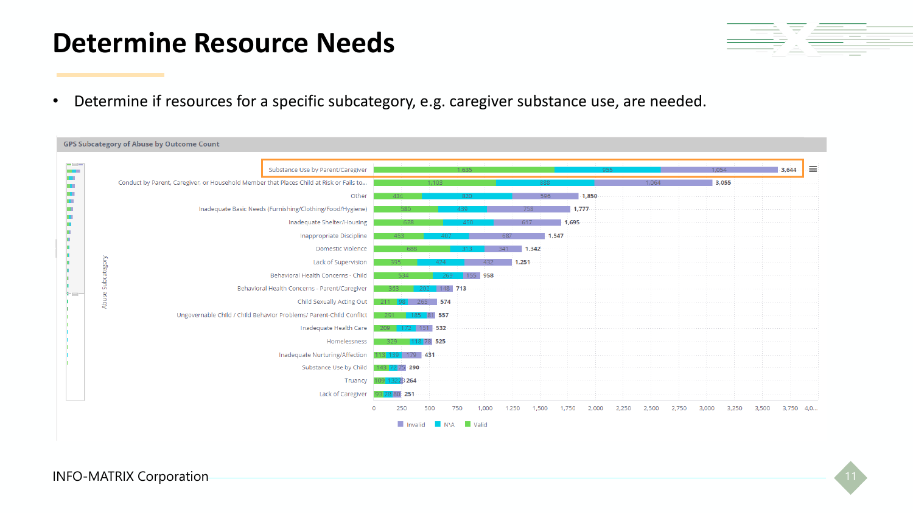# Determine Resource Needs

- Determine if resources for a specific subcategory, e.g. caregiver substance use, are needed.

**GPS Subcategory of Abuse by Outcome Count**

| Abuse Subcategory | Valid | N\A | Invalid | Total |
|---|---|---|---|---|
| Substance Use by Parent/Caregiver | 1,635 | 955 | 1,054 | 3,644 |
| Conduct by Parent, Caregiver, or Household Member that Places Child at Risk or Fails to... | 1,103 | 888 | 1,064 | 3,055 |
| Other | 434 | 820 | 596 | 1,850 |
| Inadequate Basic Needs (Furnishing/Clothing/Food/Hygiene) | 580 | 439 | 758 | 1,777 |
| Inadequate Shelter/Housing | 628 | 450 | 617 | 1,695 |
| Inappropriate Discipline | 453 | 407 | 687 | 1,547 |
| Domestic Violence | 688 | 313 | 341 | 1,342 |
| Lack of Supervision | 395 | 424 | 432 | 1,251 |
| Behavioral Health Concerns - Child | 534 | 269 | 155 | 958 |
| Behavioral Health Concerns - Parent/Caregiver | 363 | 202 | 148 | 713 |
| Child Sexually Acting Out | 211 | 98 | 265 | 574 |
| Ungovernable Child / Child Behavior Problems/ Parent-Child Conflict | 291 | 185 | 81 | 557 |
| Inadequate Health Care | 209 | 172 | 151 | 532 |
| Homelessness | 329 | 118 | 78 | 525 |
| Inadequate Nurturing/Affection | 113 | 139 | 179 | 431 |
| Substance Use by Child | 143 | 72 | 75 | 290 |
| Truancy | 109 | 132 | 23 | 264 |
| Lack of Caregiver | 93 | 78 | 80 | 251 |

Legend: Invalid, N\A, Valid

INFO-MATRIX Corporation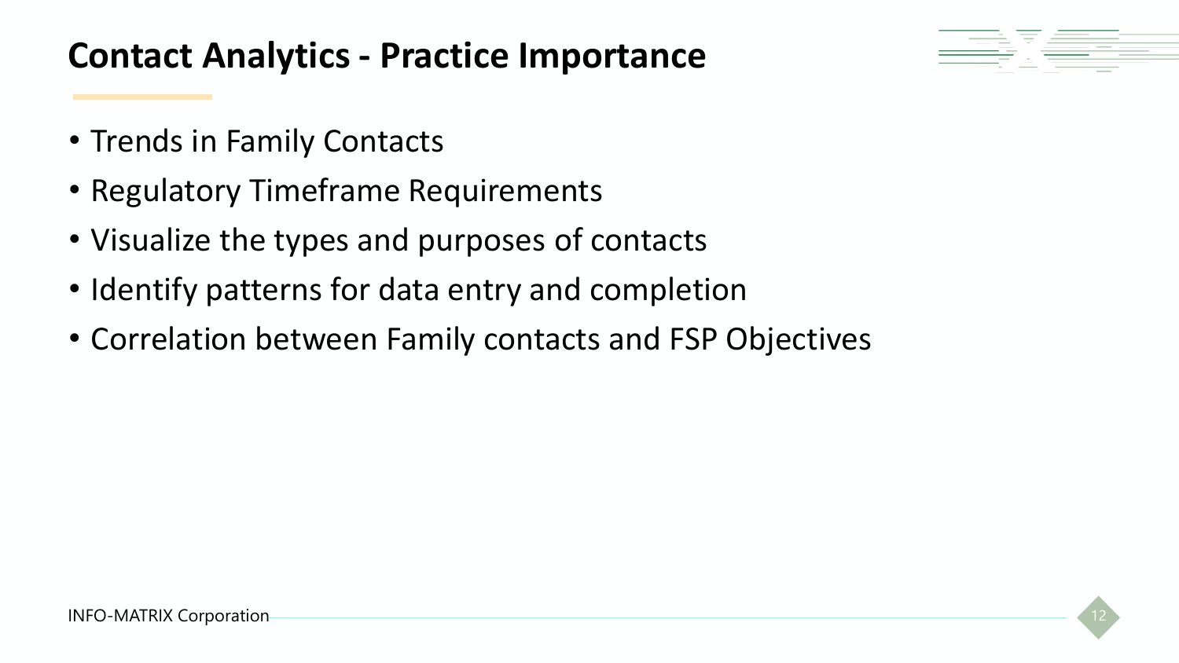# Contact Analytics - Practice Importance

- Trends in Family Contacts
- Regulatory Timeframe Requirements
- Visualize the types and purposes of contacts
- Identify patterns for data entry and completion
- Correlation between Family contacts and FSP Objectives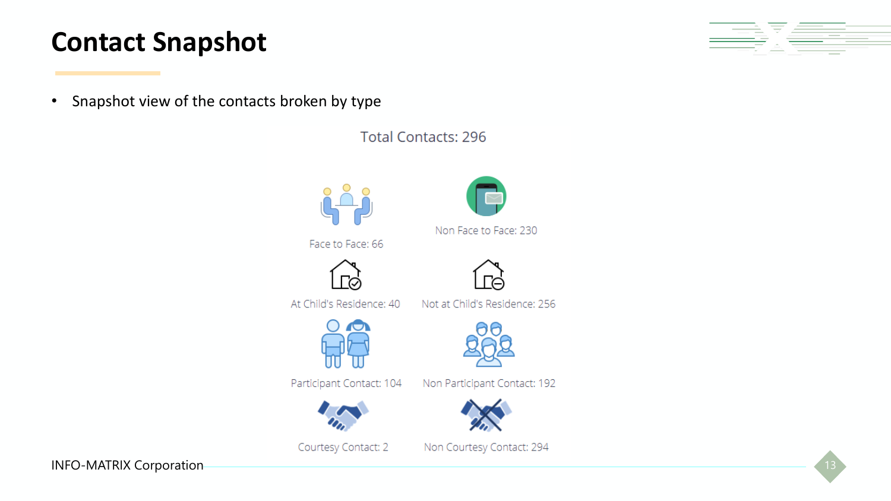# Contact Snapshot

- Snapshot view of the contacts broken by type

Total Contacts: 296

Face to Face: 66

Non Face to Face: 230

At Child's Residence: 40

Not at Child's Residence: 256

Participant Contact: 104

Non Participant Contact: 192

Courtesy Contact: 2

Non Courtesy Contact: 294

INFO-MATRIX Corporation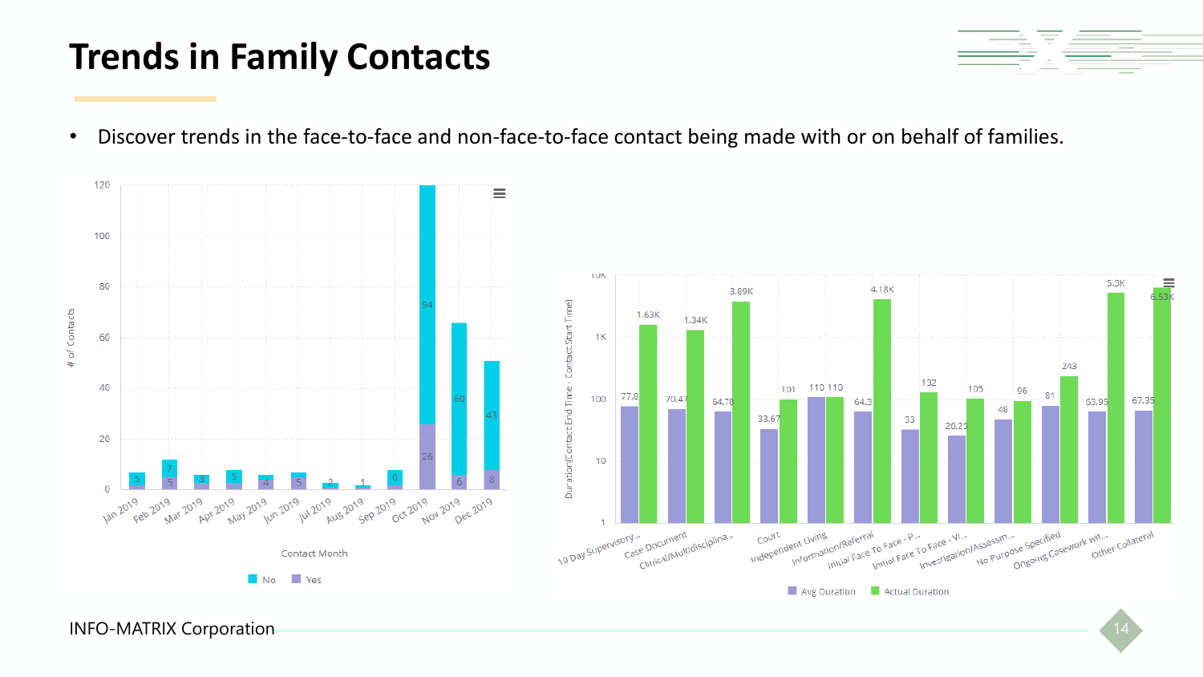# Trends in Family Contacts

- Discover trends in the face-to-face and non-face-to-face contact being made with or on behalf of families.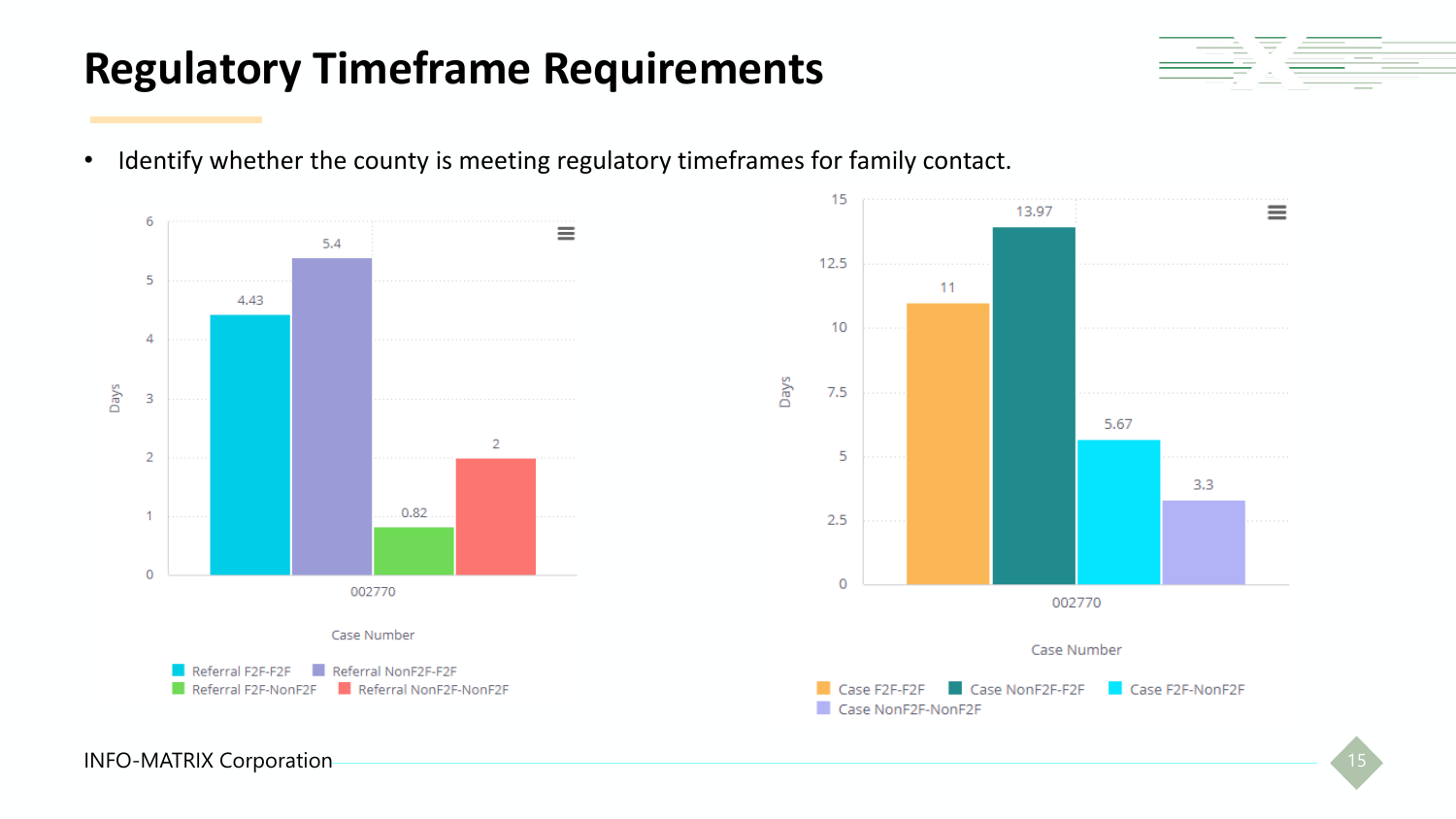# Regulatory Timeframe Requirements

- Identify whether the county is meeting regulatory timeframes for family contact.

| Case Number | Referral F2F-F2F | Referral NonF2F-F2F | Referral F2F-NonF2F | Referral NonF2F-NonF2F |
|---|---|---|---|---|
| 002770 | 4.43 | 5.4 | 0.82 | 2 |

| Case Number | Case F2F-F2F | Case NonF2F-F2F | Case F2F-NonF2F | Case NonF2F-NonF2F |
|---|---|---|---|---|
| 002770 | 11 | 13.97 | 5.67 | 3.3 |

INFO-MATRIX Corporation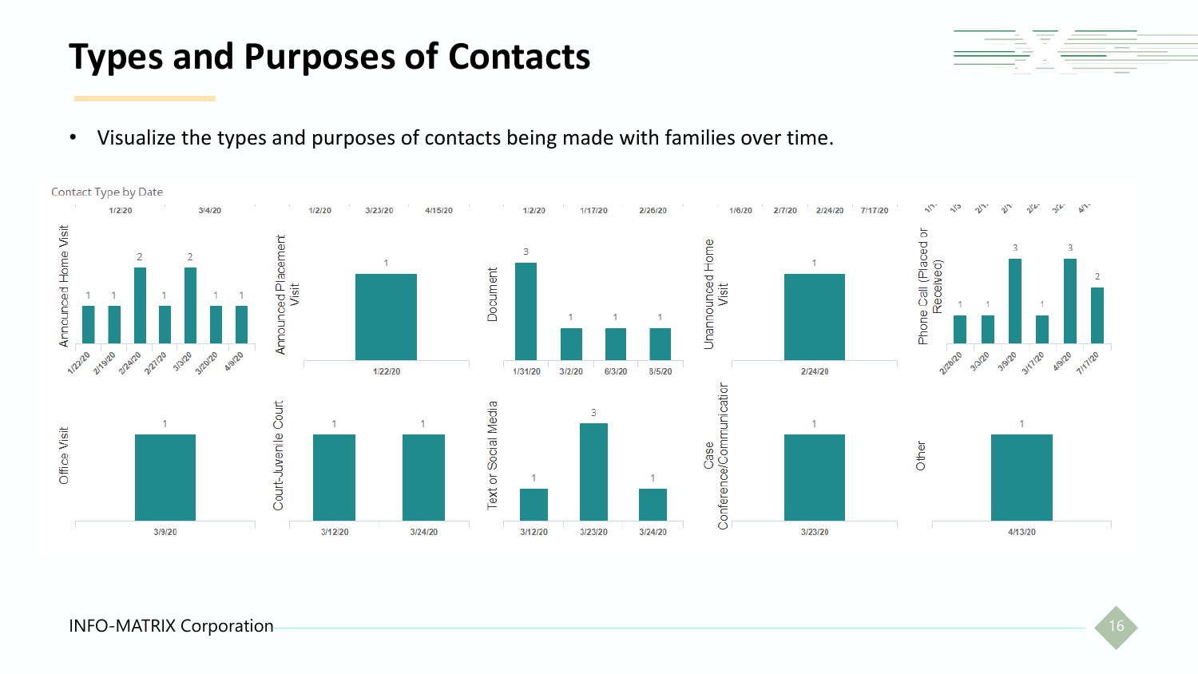# Types and Purposes of Contacts

- Visualize the types and purposes of contacts being made with families over time.

Contact Type by Date

| Contact Type | Date | Count |
|---|---|---|
| Announced Home Visit | 1/22/20 | 1 |
| Announced Home Visit | 2/19/20 | 1 |
| Announced Home Visit | 2/24/20 | 2 |
| Announced Home Visit | 2/27/20 | 1 |
| Announced Home Visit | 3/3/20 | 2 |
| Announced Home Visit | 3/20/20 | 1 |
| Announced Home Visit | 4/9/20 | 1 |
| Announced Placement Visit | 1/22/20 | 1 |
| Document | 1/31/20 | 3 |
| Document | 3/2/20 | 1 |
| Document | 6/3/20 | 1 |
| Document | 8/5/20 | 1 |
| Unannounced Home Visit | 2/24/20 | 1 |
| Phone Call (Placed or Received) | 2/28/20 | 1 |
| Phone Call (Placed or Received) | 3/3/20 | 1 |
| Phone Call (Placed or Received) | 3/9/20 | 3 |
| Phone Call (Placed or Received) | 3/17/20 | 1 |
| Phone Call (Placed or Received) | 4/9/20 | 3 |
| Phone Call (Placed or Received) | 7/17/20 | 2 |
| Office Visit | 3/9/20 | 1 |
| Court-Juvenile Court | 3/12/20 | 1 |
| Court-Juvenile Court | 3/24/20 | 1 |
| Text or Social Media | 3/12/20 | 1 |
| Text or Social Media | 3/23/20 | 3 |
| Text or Social Media | 3/24/20 | 1 |
| Case Conference/Communication | 3/23/20 | 1 |
| Other | 4/13/20 | 1 |

INFO-MATRIX Corporation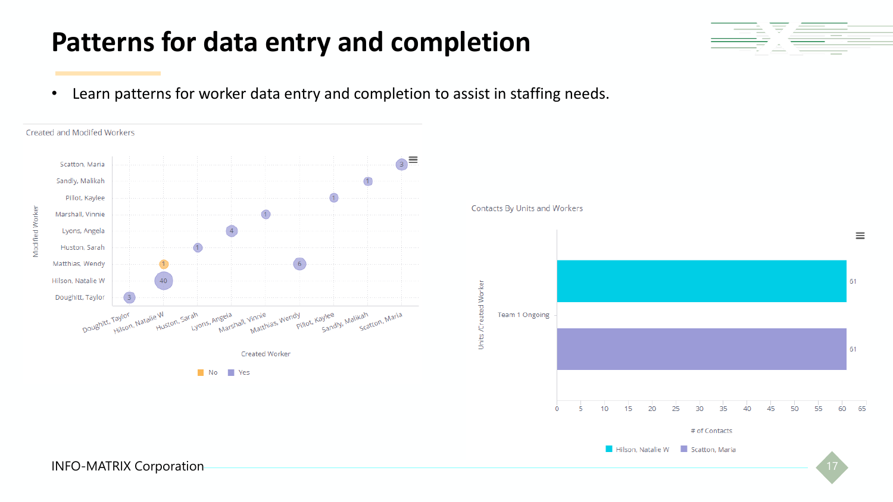# Patterns for data entry and completion

- Learn patterns for worker data entry and completion to assist in staffing needs.

Created and Modifed Workers

| Modified Worker \ Created Worker | Doughitt, Taylor | Hilson, Natalie W | Huston, Sarah | Lyons, Angela | Marshall, Vinnie | Matthias, Wendy | Pillot, Kaylee | Sandly, Malikah | Scatton, Maria |
|---|---|---|---|---|---|---|---|---|---|
| Scatton, Maria | | | | | | | | | 3 |
| Sandly, Malikah | | | | | | | | 1 | |
| Pillot, Kaylee | | | | | | | 1 | | |
| Marshall, Vinnie | | | | | 1 | | | | |
| Lyons, Angela | | | | 4 | | | | | |
| Huston, Sarah | | | 1 | | | | | | |
| Matthias, Wendy | | 1 (No) | | | | 6 | | | |
| Hilson, Natalie W | | 40 | | | | | | | |
| Doughitt, Taylor | 3 | | | | | | | | |

Legend: No, Yes

Contacts By Units and Workers

| Units /Created Worker | Hilson, Natalie W | Scatton, Maria |
|---|---|---|
| Team 1 Ongoing | 61 | 61 |

x-axis: # of Contacts

INFO-MATRIX Corporation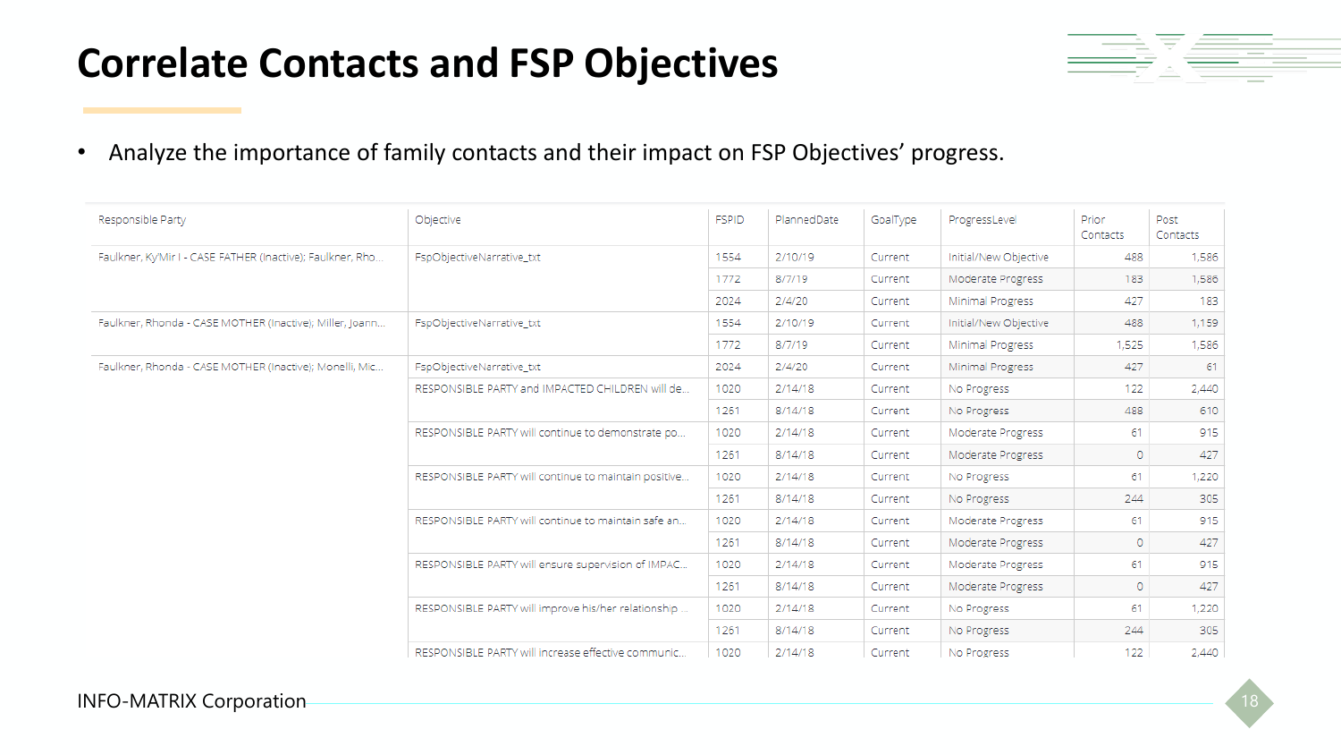# Correlate Contacts and FSP Objectives

- Analyze the importance of family contacts and their impact on FSP Objectives' progress.

| Responsible Party | Objective | FSPID | PlannedDate | GoalType | ProgressLevel | Prior Contacts | Post Contacts |
|---|---|---|---|---|---|---|---|
| Faulkner, Ky'Mir I - CASE FATHER (Inactive); Faulkner, Rho... | FspObjectiveNarrative_txt | 1554 | 2/10/19 | Current | Initial/New Objective | 488 | 1,586 |
| | | 1772 | 8/7/19 | Current | Moderate Progress | 183 | 1,586 |
| | | 2024 | 2/4/20 | Current | Minimal Progress | 427 | 183 |
| Faulkner, Rhonda - CASE MOTHER (Inactive); Miller, Joann... | FspObjectiveNarrative_txt | 1554 | 2/10/19 | Current | Initial/New Objective | 488 | 1,159 |
| | | 1772 | 8/7/19 | Current | Minimal Progress | 1,525 | 1,586 |
| Faulkner, Rhonda - CASE MOTHER (Inactive); Monelli, Mic... | FspObjectiveNarrative_txt | 2024 | 2/4/20 | Current | Minimal Progress | 427 | 61 |
| | RESPONSIBLE PARTY and IMPACTED CHILDREN will de... | 1020 | 2/14/18 | Current | No Progress | 122 | 2,440 |
| | | 1261 | 8/14/18 | Current | No Progress | 488 | 610 |
| | RESPONSIBLE PARTY will continue to demonstrate po... | 1020 | 2/14/18 | Current | Moderate Progress | 61 | 915 |
| | | 1261 | 8/14/18 | Current | Moderate Progress | 0 | 427 |
| | RESPONSIBLE PARTY will continue to maintain positive... | 1020 | 2/14/18 | Current | No Progress | 61 | 1,220 |
| | | 1261 | 8/14/18 | Current | No Progress | 244 | 305 |
| | RESPONSIBLE PARTY will continue to maintain safe an... | 1020 | 2/14/18 | Current | Moderate Progress | 61 | 915 |
| | | 1261 | 8/14/18 | Current | Moderate Progress | 0 | 427 |
| | RESPONSIBLE PARTY will ensure supervision of IMPAC... | 1020 | 2/14/18 | Current | Moderate Progress | 61 | 915 |
| | | 1261 | 8/14/18 | Current | Moderate Progress | 0 | 427 |
| | RESPONSIBLE PARTY will improve his/her relationship ... | 1020 | 2/14/18 | Current | No Progress | 61 | 1,220 |
| | | 1261 | 8/14/18 | Current | No Progress | 244 | 305 |
| | RESPONSIBLE PARTY will increase effective communic... | 1020 | 2/14/18 | Current | No Progress | 122 | 2,440 |

INFO-MATRIX Corporation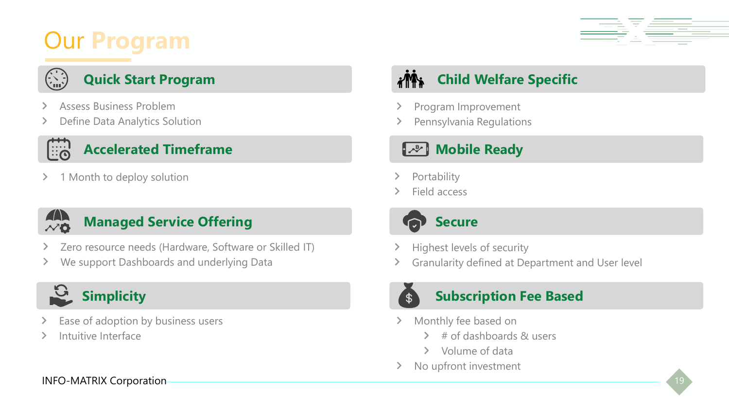# Our Program

## Quick Start Program

- Assess Business Problem
- Define Data Analytics Solution

## Accelerated Timeframe

- 1 Month to deploy solution

## Managed Service Offering

- Zero resource needs (Hardware, Software or Skilled IT)
- We support Dashboards and underlying Data

## Simplicity

- Ease of adoption by business users
- Intuitive Interface

## Child Welfare Specific

- Program Improvement
- Pennsylvania Regulations

## Mobile Ready

- Portability
- Field access

## Secure

- Highest levels of security
- Granularity defined at Department and User level

## Subscription Fee Based

- Monthly fee based on
  - # of dashboards & users
  - Volume of data
- No upfront investment

INFO-MATRIX Corporation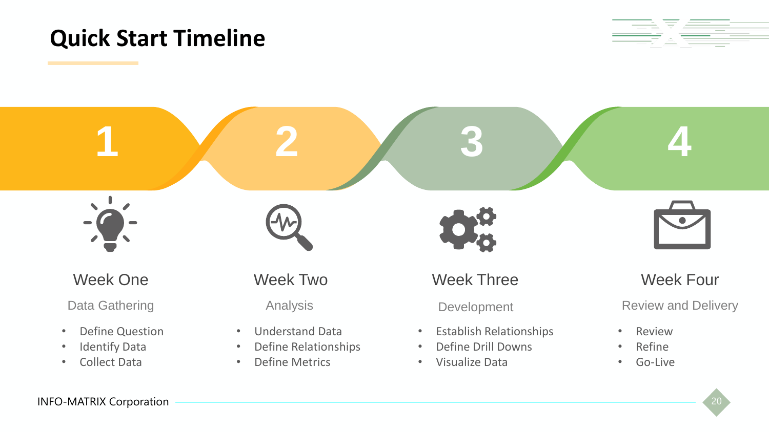# Quick Start Timeline

## 1

### Week One

Data Gathering

- Define Question
- Identify Data
- Collect Data

## 2

### Week Two

Analysis

- Understand Data
- Define Relationships
- Define Metrics

## 3

### Week Three

Development

- Establish Relationships
- Define Drill Downs
- Visualize Data

## 4

### Week Four

Review and Delivery

- Review
- Refine
- Go-Live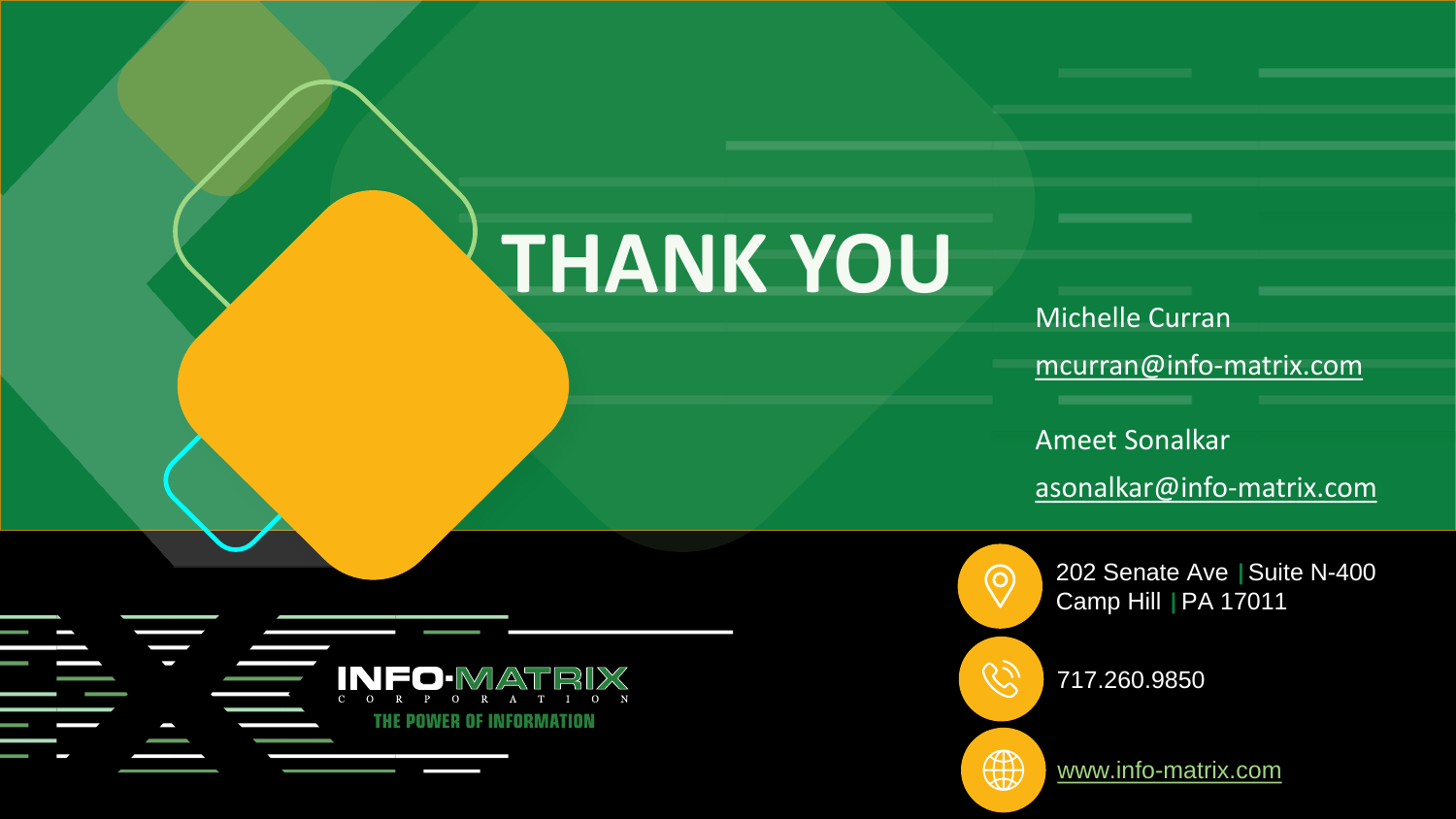# THANK YOU

Michelle Curran

mcurran@info-matrix.com

Ameet Sonalkar

asonalkar@info-matrix.com

INFO·MATRIX CORPORATION

THE POWER OF INFORMATION

202 Senate Ave | Suite N-400
Camp Hill | PA 17011

717.260.9850

www.info-matrix.com